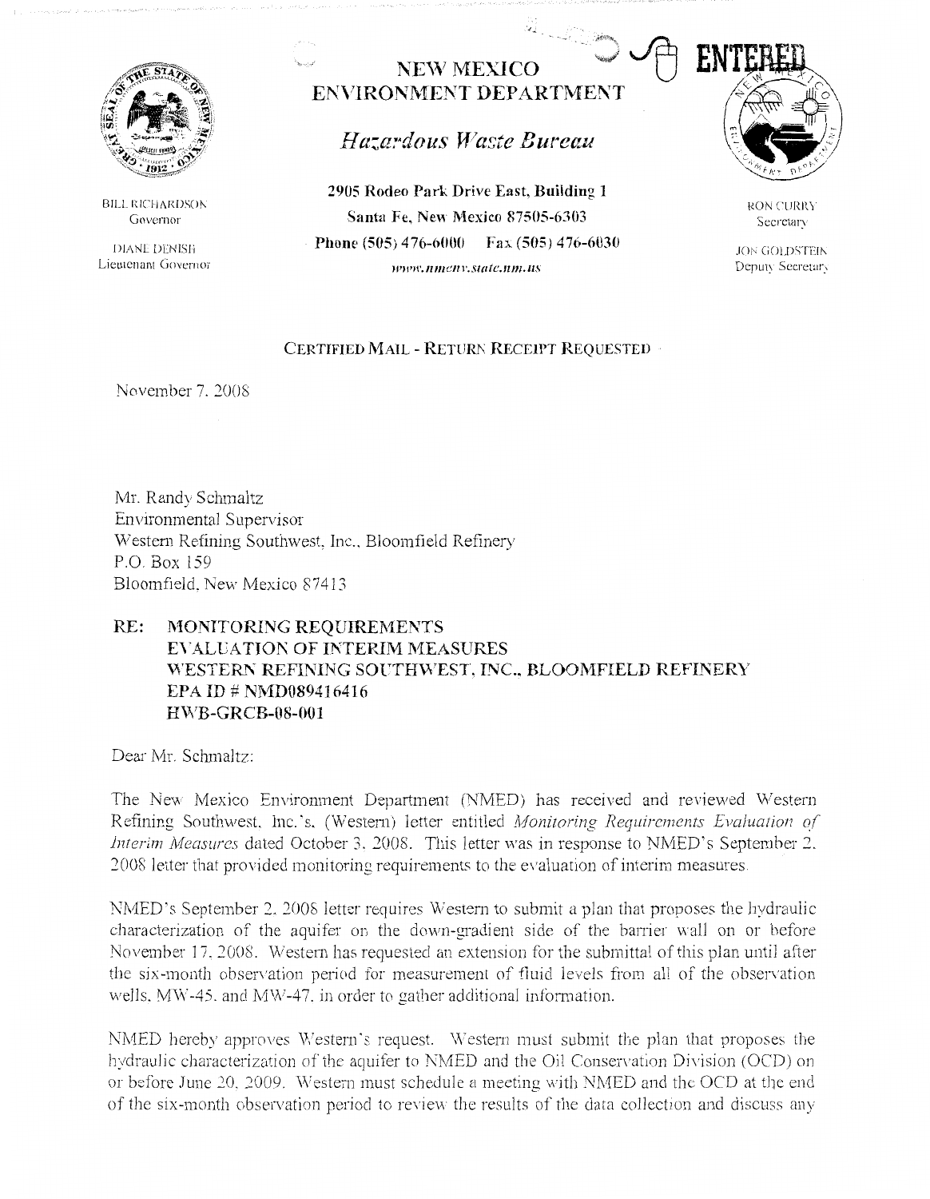# NEW MEXICO ENVIRONMENT DEPARTMENT

## *Hazardous Waste Bureau*

**2905 Rodeo Park Drive East, Building 1**
**Santa Fe, New Mexico 87505-6303**
**Phone (505) 476-6000 Fax (505) 476-6030**
*www.nmenv.state.nm.us*

ENTERED

BILL RICHARDSON
Governor

DIANE DENISH
Lieutenant Governor

RON CURRY
Secretary

JON GOLDSTEIN
Deputy Secretary

CERTIFIED MAIL - RETURN RECEIPT REQUESTED

November 7, 2008

Mr. Randy Schmaltz
Environmental Supervisor
Western Refining Southwest, Inc., Bloomfield Refinery
P.O. Box 159
Bloomfield, New Mexico 87413

**RE: MONITORING REQUIREMENTS
EVALUATION OF INTERIM MEASURES
WESTERN REFINING SOUTHWEST, INC., BLOOMFIELD REFINERY
EPA ID # NMD089416416
HWB-GRCB-08-001**

Dear Mr. Schmaltz:

The New Mexico Environment Department (NMED) has received and reviewed Western Refining Southwest, Inc.'s, (Western) letter entitled *Monitoring Requirements Evaluation of Interim Measures* dated October 3, 2008. This letter was in response to NMED's September 2, 2008 letter that provided monitoring requirements to the evaluation of interim measures.

NMED's September 2, 2008 letter requires Western to submit a plan that proposes the hydraulic characterization of the aquifer on the down-gradient side of the barrier wall on or before November 17, 2008. Western has requested an extension for the submittal of this plan until after the six-month observation period for measurement of fluid levels from all of the observation wells, MW-45, and MW-47, in order to gather additional information.

NMED hereby approves Western's request. Western must submit the plan that proposes the hydraulic characterization of the aquifer to NMED and the Oil Conservation Division (OCD) on or before June 20, 2009. Western must schedule a meeting with NMED and the OCD at the end of the six-month observation period to review the results of the data collection and discuss any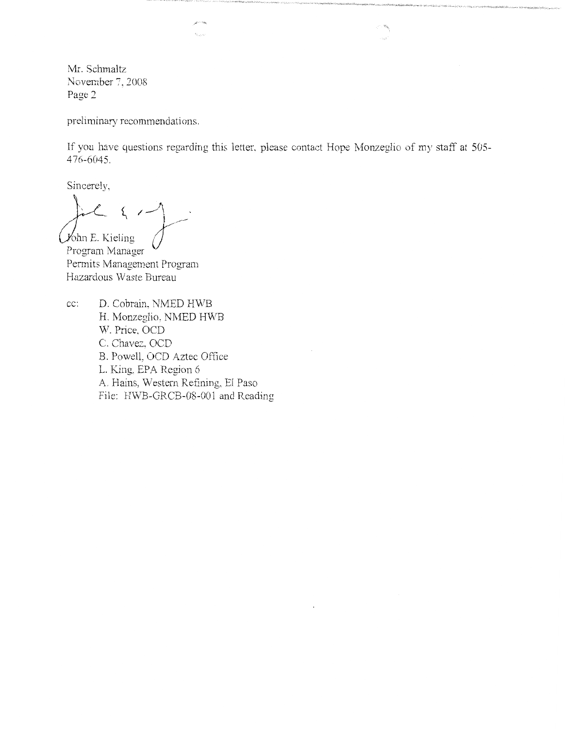Mr. Schmaltz
November 7, 2008
Page 2

preliminary recommendations.

If you have questions regarding this letter, please contact Hope Monzeglio of my staff at 505-476-6045.

Sincerely,

John E. Kieling
Program Manager
Permits Management Program
Hazardous Waste Bureau

cc: D. Cobrain, NMED HWB
H. Monzeglio, NMED HWB
W. Price, OCD
C. Chavez, OCD
B. Powell, OCD Aztec Office
L. King, EPA Region 6
A. Hains, Western Refining, El Paso
File: HWB-GRCB-08-001 and Reading